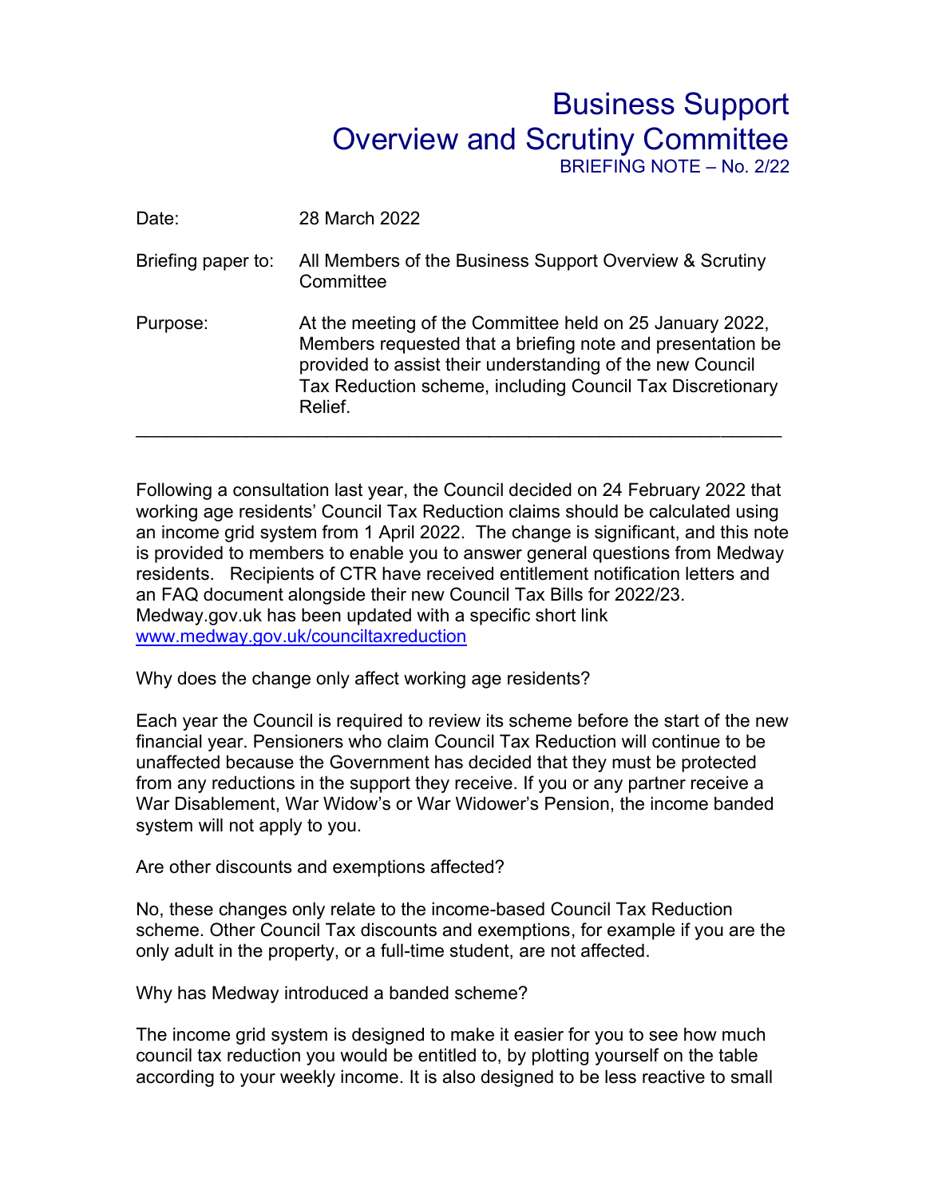# Business Support Overview and Scrutiny Committee

BRIEFING NOTE – No. 2/22

| | |
|---|---|
| Date: | 28 March 2022 |
| Briefing paper to: | All Members of the Business Support Overview & Scrutiny Committee |
| Purpose: | At the meeting of the Committee held on 25 January 2022, Members requested that a briefing note and presentation be provided to assist their understanding of the new Council Tax Reduction scheme, including Council Tax Discretionary Relief. |

---

Following a consultation last year, the Council decided on 24 February 2022 that working age residents' Council Tax Reduction claims should be calculated using an income grid system from 1 April 2022. The change is significant, and this note is provided to members to enable you to answer general questions from Medway residents. Recipients of CTR have received entitlement notification letters and an FAQ document alongside their new Council Tax Bills for 2022/23. Medway.gov.uk has been updated with a specific short link [www.medway.gov.uk/counciltaxreduction](www.medway.gov.uk/counciltaxreduction)

Why does the change only affect working age residents?

Each year the Council is required to review its scheme before the start of the new financial year. Pensioners who claim Council Tax Reduction will continue to be unaffected because the Government has decided that they must be protected from any reductions in the support they receive. If you or any partner receive a War Disablement, War Widow's or War Widower's Pension, the income banded system will not apply to you.

Are other discounts and exemptions affected?

No, these changes only relate to the income-based Council Tax Reduction scheme. Other Council Tax discounts and exemptions, for example if you are the only adult in the property, or a full-time student, are not affected.

Why has Medway introduced a banded scheme?

The income grid system is designed to make it easier for you to see how much council tax reduction you would be entitled to, by plotting yourself on the table according to your weekly income. It is also designed to be less reactive to small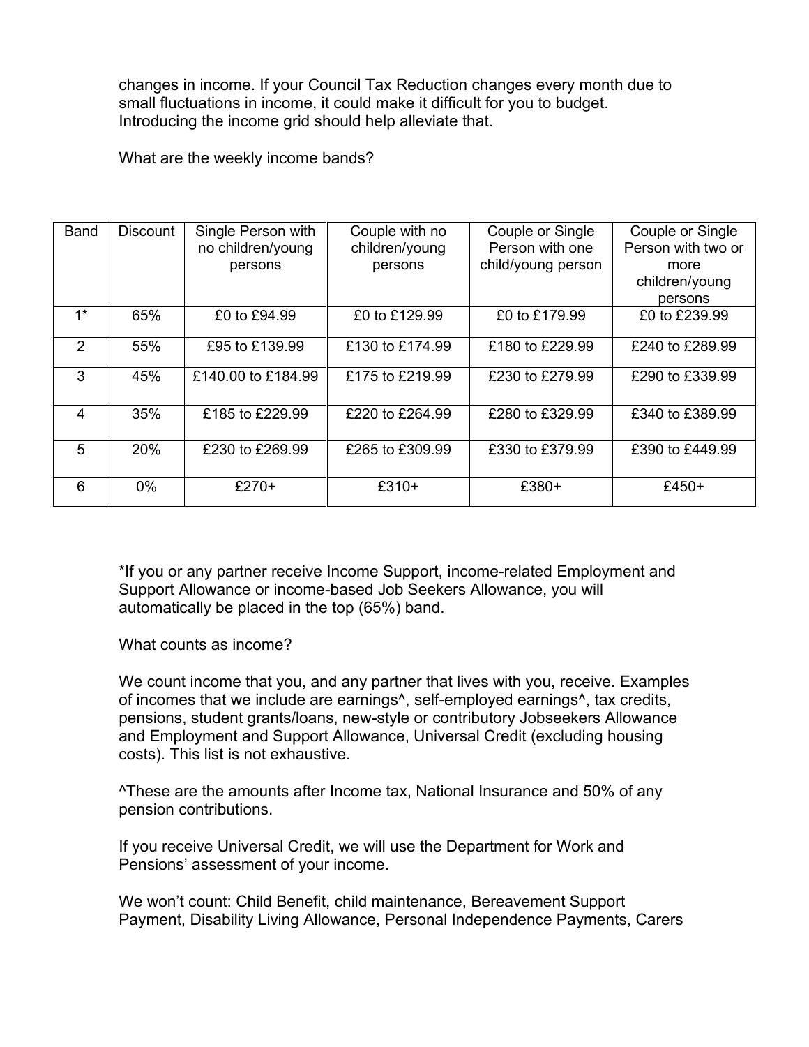changes in income. If your Council Tax Reduction changes every month due to small fluctuations in income, it could make it difficult for you to budget. Introducing the income grid should help alleviate that.

What are the weekly income bands?

| Band | Discount | Single Person with no children/young persons | Couple with no children/young persons | Couple or Single Person with one child/young person | Couple or Single Person with two or more children/young persons |
|---|---|---|---|---|---|
| 1* | 65% | £0 to £94.99 | £0 to £129.99 | £0 to £179.99 | £0 to £239.99 |
| 2 | 55% | £95 to £139.99 | £130 to £174.99 | £180 to £229.99 | £240 to £289.99 |
| 3 | 45% | £140.00 to £184.99 | £175 to £219.99 | £230 to £279.99 | £290 to £339.99 |
| 4 | 35% | £185 to £229.99 | £220 to £264.99 | £280 to £329.99 | £340 to £389.99 |
| 5 | 20% | £230 to £269.99 | £265 to £309.99 | £330 to £379.99 | £390 to £449.99 |
| 6 | 0% | £270+ | £310+ | £380+ | £450+ |

*If you or any partner receive Income Support, income-related Employment and Support Allowance or income-based Job Seekers Allowance, you will automatically be placed in the top (65%) band.

What counts as income?

We count income that you, and any partner that lives with you, receive. Examples of incomes that we include are earnings^, self-employed earnings^, tax credits, pensions, student grants/loans, new-style or contributory Jobseekers Allowance and Employment and Support Allowance, Universal Credit (excluding housing costs). This list is not exhaustive.

^These are the amounts after Income tax, National Insurance and 50% of any pension contributions.

If you receive Universal Credit, we will use the Department for Work and Pensions' assessment of your income.

We won't count: Child Benefit, child maintenance, Bereavement Support Payment, Disability Living Allowance, Personal Independence Payments, Carers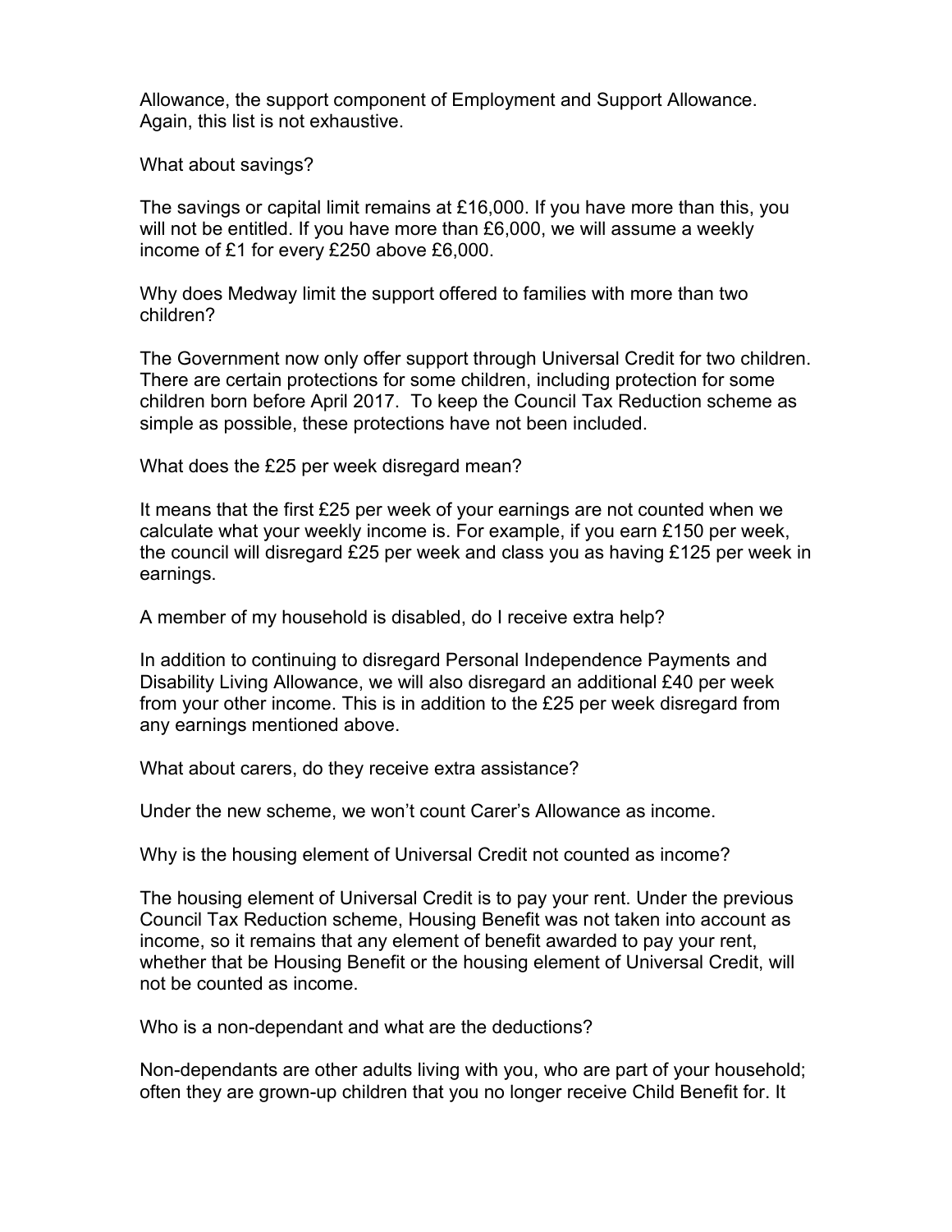Allowance, the support component of Employment and Support Allowance. Again, this list is not exhaustive.

What about savings?

The savings or capital limit remains at £16,000. If you have more than this, you will not be entitled. If you have more than £6,000, we will assume a weekly income of £1 for every £250 above £6,000.

Why does Medway limit the support offered to families with more than two children?

The Government now only offer support through Universal Credit for two children. There are certain protections for some children, including protection for some children born before April 2017. To keep the Council Tax Reduction scheme as simple as possible, these protections have not been included.

What does the £25 per week disregard mean?

It means that the first £25 per week of your earnings are not counted when we calculate what your weekly income is. For example, if you earn £150 per week, the council will disregard £25 per week and class you as having £125 per week in earnings.

A member of my household is disabled, do I receive extra help?

In addition to continuing to disregard Personal Independence Payments and Disability Living Allowance, we will also disregard an additional £40 per week from your other income. This is in addition to the £25 per week disregard from any earnings mentioned above.

What about carers, do they receive extra assistance?

Under the new scheme, we won't count Carer's Allowance as income.

Why is the housing element of Universal Credit not counted as income?

The housing element of Universal Credit is to pay your rent. Under the previous Council Tax Reduction scheme, Housing Benefit was not taken into account as income, so it remains that any element of benefit awarded to pay your rent, whether that be Housing Benefit or the housing element of Universal Credit, will not be counted as income.

Who is a non-dependant and what are the deductions?

Non-dependants are other adults living with you, who are part of your household; often they are grown-up children that you no longer receive Child Benefit for. It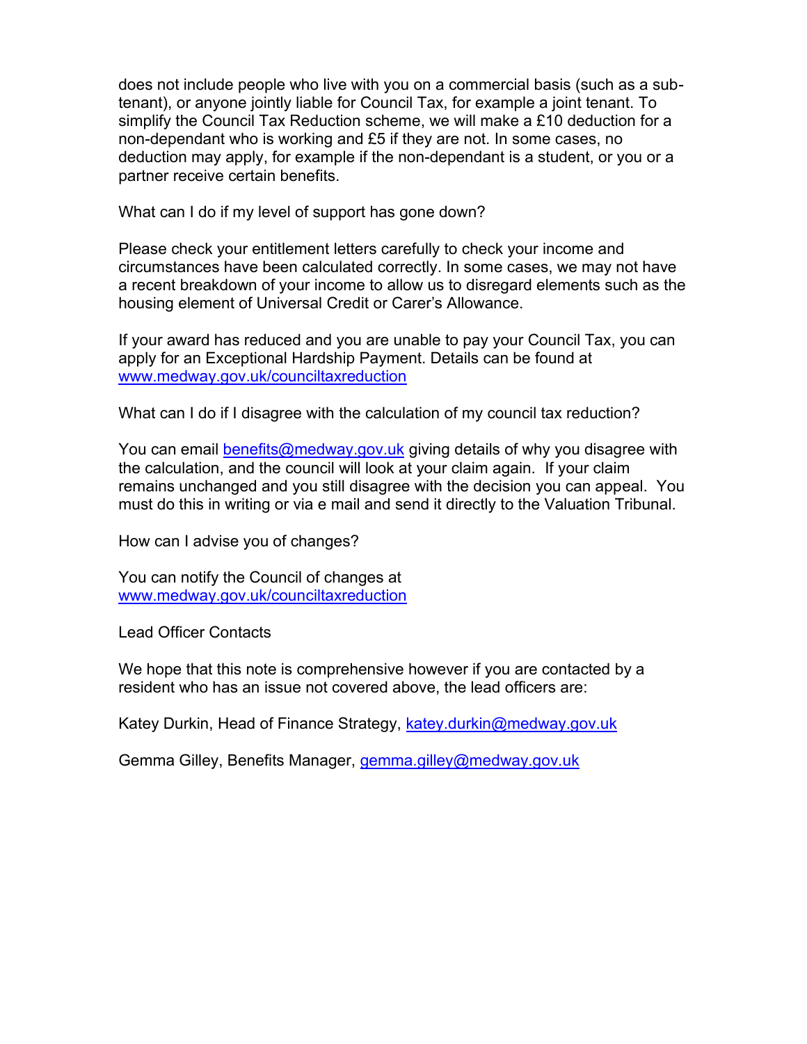does not include people who live with you on a commercial basis (such as a sub-tenant), or anyone jointly liable for Council Tax, for example a joint tenant. To simplify the Council Tax Reduction scheme, we will make a £10 deduction for a non-dependant who is working and £5 if they are not. In some cases, no deduction may apply, for example if the non-dependant is a student, or you or a partner receive certain benefits.

What can I do if my level of support has gone down?

Please check your entitlement letters carefully to check your income and circumstances have been calculated correctly. In some cases, we may not have a recent breakdown of your income to allow us to disregard elements such as the housing element of Universal Credit or Carer's Allowance.

If your award has reduced and you are unable to pay your Council Tax, you can apply for an Exceptional Hardship Payment. Details can be found at [www.medway.gov.uk/counciltaxreduction](http://www.medway.gov.uk/counciltaxreduction)

What can I do if I disagree with the calculation of my council tax reduction?

You can email [benefits@medway.gov.uk](mailto:benefits@medway.gov.uk) giving details of why you disagree with the calculation, and the council will look at your claim again. If your claim remains unchanged and you still disagree with the decision you can appeal. You must do this in writing or via e mail and send it directly to the Valuation Tribunal.

How can I advise you of changes?

You can notify the Council of changes at [www.medway.gov.uk/counciltaxreduction](http://www.medway.gov.uk/counciltaxreduction)

Lead Officer Contacts

We hope that this note is comprehensive however if you are contacted by a resident who has an issue not covered above, the lead officers are:

Katey Durkin, Head of Finance Strategy, [katey.durkin@medway.gov.uk](mailto:katey.durkin@medway.gov.uk)

Gemma Gilley, Benefits Manager, [gemma.gilley@medway.gov.uk](mailto:gemma.gilley@medway.gov.uk)